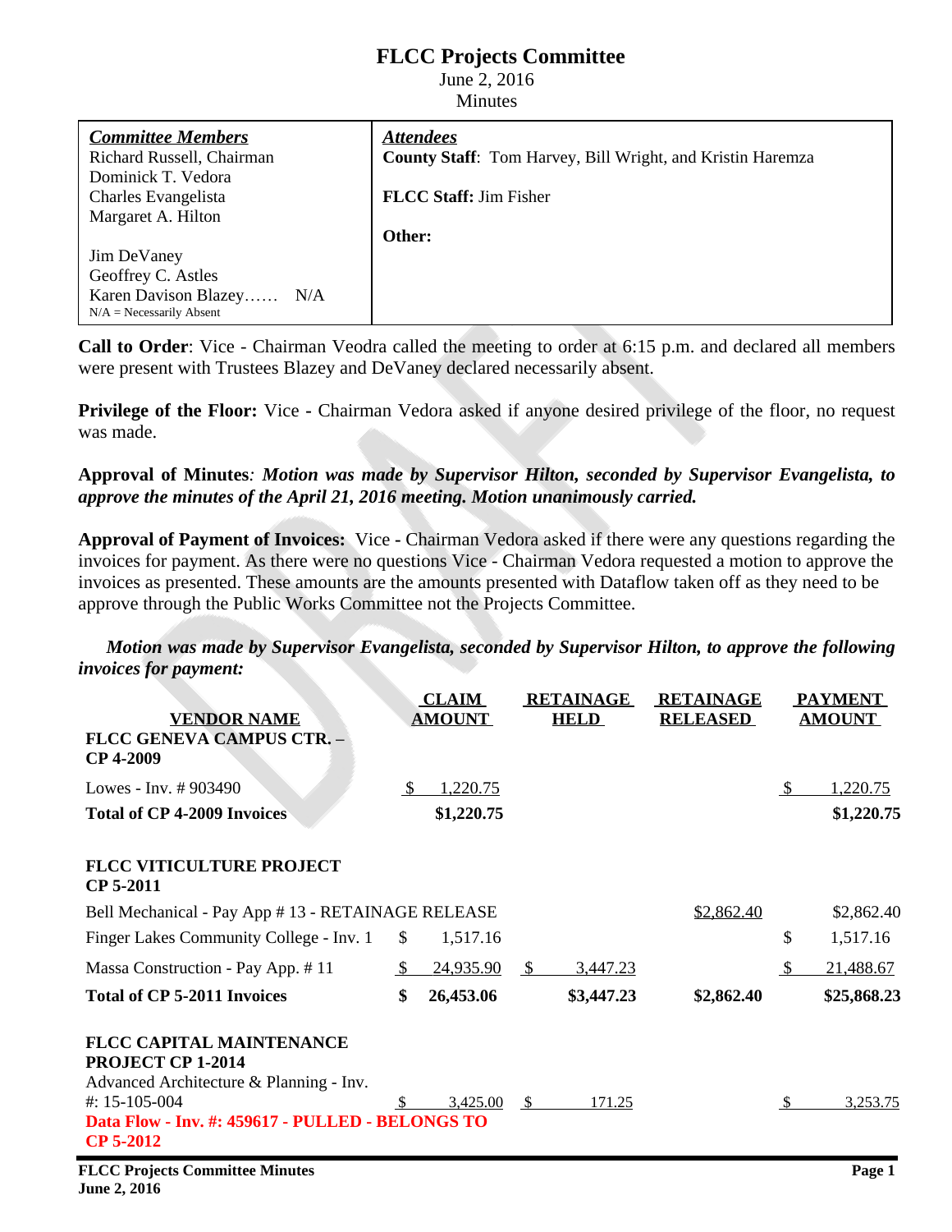# FLCC Projects Committee

June 2, 2016
Minutes

| ***Committee Members*** | ***Attendees*** |
|---|---|
| Richard Russell, Chairman<br>Dominick T. Vedora<br>Charles Evangelista<br>Margaret A. Hilton<br><br>Jim DeVaney<br>Geoffrey C. Astles<br>Karen Davison Blazey…… N/A<br>N/A = Necessarily Absent | **County Staff**: Tom Harvey, Bill Wright, and Kristin Haremza<br><br>**FLCC Staff:** Jim Fisher<br><br>**Other:** |

**Call to Order**: Vice - Chairman Veodra called the meeting to order at 6:15 p.m. and declared all members were present with Trustees Blazey and DeVaney declared necessarily absent.

**Privilege of the Floor:** Vice - Chairman Vedora asked if anyone desired privilege of the floor, no request was made.

**Approval of Minutes***: Motion was made by Supervisor Hilton, seconded by Supervisor Evangelista, to approve the minutes of the April 21, 2016 meeting. Motion unanimously carried.*

**Approval of Payment of Invoices:** Vice - Chairman Vedora asked if there were any questions regarding the invoices for payment. As there were no questions Vice - Chairman Vedora requested a motion to approve the invoices as presented. These amounts are the amounts presented with Dataflow taken off as they need to be approve through the Public Works Committee not the Projects Committee.

***Motion was made by Supervisor Evangelista, seconded by Supervisor Hilton, to approve the following invoices for payment:***

| VENDOR NAME | CLAIM AMOUNT | RETAINAGE HELD | RETAINAGE RELEASED | PAYMENT AMOUNT |
|---|---|---|---|---|
| **FLCC GENEVA CAMPUS CTR. – CP 4-2009** | | | | |
| Lowes - Inv. # 903490 | $ 1,220.75 | | | $ 1,220.75 |
| **Total of CP 4-2009 Invoices** | **$1,220.75** | | | **$1,220.75** |
| | | | | |
| **FLCC VITICULTURE PROJECT CP 5-2011** | | | | |
| Bell Mechanical - Pay App # 13 - RETAINAGE RELEASE | | | $2,862.40 | $2,862.40 |
| Finger Lakes Community College - Inv. 1 | $ 1,517.16 | | | $ 1,517.16 |
| Massa Construction - Pay App. # 11 | $ 24,935.90 | $ 3,447.23 | | $ 21,488.67 |
| **Total of CP 5-2011 Invoices** | **$ 26,453.06** | **$3,447.23** | **$2,862.40** | **$25,868.23** |
| | | | | |
| **FLCC CAPITAL MAINTENANCE PROJECT CP 1-2014** | | | | |
| Advanced Architecture & Planning - Inv. #: 15-105-004 | $ 3,425.00 | $ 171.25 | | $ 3,253.75 |
| **Data Flow - Inv. #: 459617 - PULLED - BELONGS TO CP 5-2012** | | | | |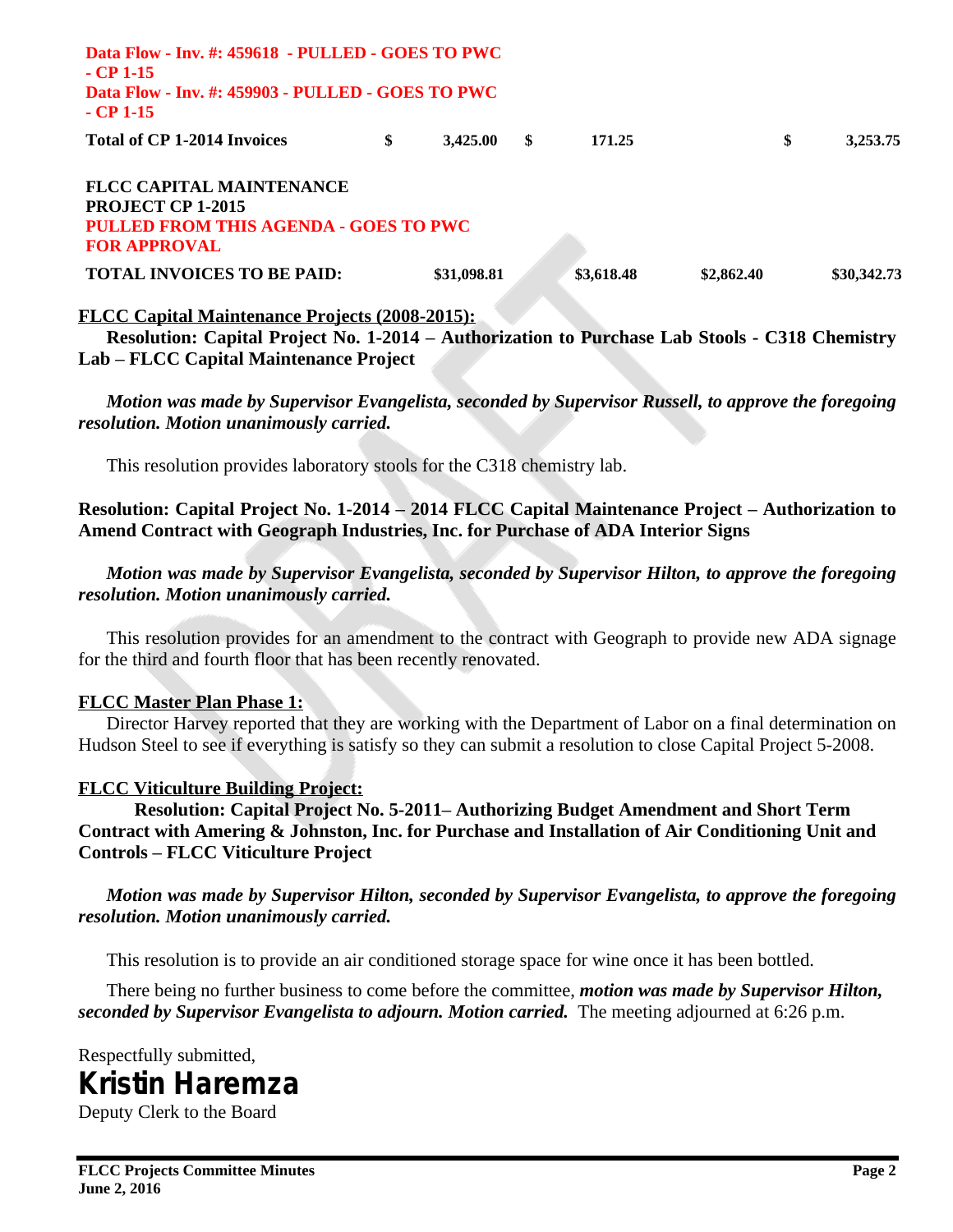| | | | | | | | |
|---|---|---|---|---|---|---|---|
| **Data Flow - Inv. #: 459618 - PULLED - GOES TO PWC - CP 1-15** | | | | | | | |
| **Data Flow - Inv. #: 459903 - PULLED - GOES TO PWC - CP 1-15** | | | | | | | |
| **Total of CP 1-2014 Invoices** | **$** | **3,425.00** | **$** | **171.25** | | **$** | **3,253.75** |
| **FLCC CAPITAL MAINTENANCE PROJECT CP 1-2015** **PULLED FROM THIS AGENDA - GOES TO PWC FOR APPROVAL** | | | | | | | |
| **TOTAL INVOICES TO BE PAID:** | | **$31,098.81** | | **$3,618.48** | **$2,862.40** | | **$30,342.73** |

**FLCC Capital Maintenance Projects (2008-2015):**

**Resolution: Capital Project No. 1-2014 – Authorization to Purchase Lab Stools - C318 Chemistry Lab – FLCC Capital Maintenance Project**

***Motion was made by Supervisor Evangelista, seconded by Supervisor Russell, to approve the foregoing resolution. Motion unanimously carried.***

This resolution provides laboratory stools for the C318 chemistry lab.

**Resolution: Capital Project No. 1-2014 – 2014 FLCC Capital Maintenance Project – Authorization to Amend Contract with Geograph Industries, Inc. for Purchase of ADA Interior Signs**

***Motion was made by Supervisor Evangelista, seconded by Supervisor Hilton, to approve the foregoing resolution. Motion unanimously carried.***

This resolution provides for an amendment to the contract with Geograph to provide new ADA signage for the third and fourth floor that has been recently renovated.

**FLCC Master Plan Phase 1:**

Director Harvey reported that they are working with the Department of Labor on a final determination on Hudson Steel to see if everything is satisfy so they can submit a resolution to close Capital Project 5-2008.

**FLCC Viticulture Building Project:**

**Resolution: Capital Project No. 5-2011– Authorizing Budget Amendment and Short Term Contract with Amering & Johnston, Inc. for Purchase and Installation of Air Conditioning Unit and Controls – FLCC Viticulture Project**

***Motion was made by Supervisor Hilton, seconded by Supervisor Evangelista, to approve the foregoing resolution. Motion unanimously carried.***

This resolution is to provide an air conditioned storage space for wine once it has been bottled.

There being no further business to come before the committee, ***motion was made by Supervisor Hilton, seconded by Supervisor Evangelista to adjourn. Motion carried.*** The meeting adjourned at 6:26 p.m.

Respectfully submitted,

**Kristin Haremza**

Deputy Clerk to the Board